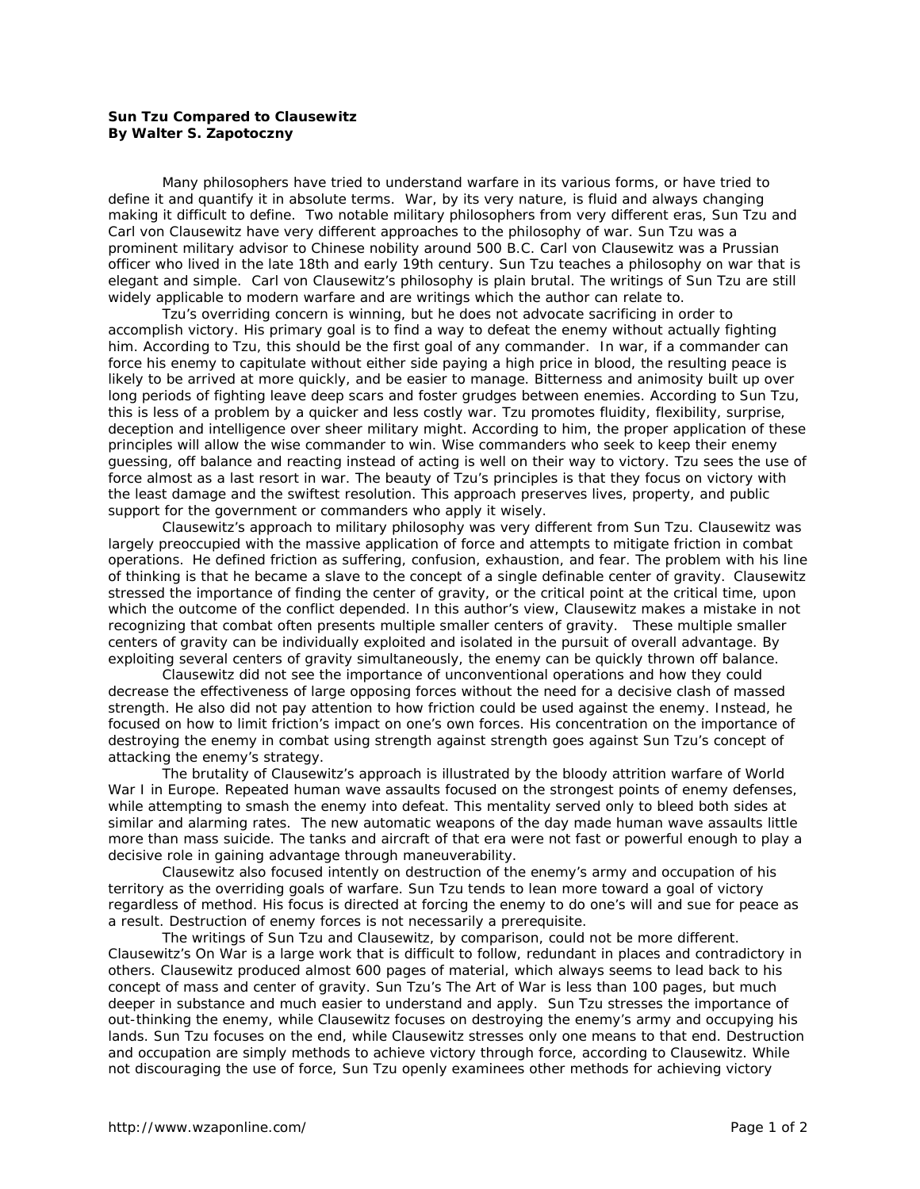**Sun Tzu Compared to Clausewitz**
**By Walter S. Zapotoczny**

Many philosophers have tried to understand warfare in its various forms, or have tried to define it and quantify it in absolute terms. War, by its very nature, is fluid and always changing making it difficult to define. Two notable military philosophers from very different eras, Sun Tzu and Carl von Clausewitz have very different approaches to the philosophy of war. Sun Tzu was a prominent military advisor to Chinese nobility around 500 B.C. Carl von Clausewitz was a Prussian officer who lived in the late 18th and early 19th century. Sun Tzu teaches a philosophy on war that is elegant and simple. Carl von Clausewitz's philosophy is plain brutal. The writings of Sun Tzu are still widely applicable to modern warfare and are writings which the author can relate to.

Tzu's overriding concern is winning, but he does not advocate sacrificing in order to accomplish victory. His primary goal is to find a way to defeat the enemy without actually fighting him. According to Tzu, this should be the first goal of any commander. In war, if a commander can force his enemy to capitulate without either side paying a high price in blood, the resulting peace is likely to be arrived at more quickly, and be easier to manage. Bitterness and animosity built up over long periods of fighting leave deep scars and foster grudges between enemies. According to Sun Tzu, this is less of a problem by a quicker and less costly war. Tzu promotes fluidity, flexibility, surprise, deception and intelligence over sheer military might. According to him, the proper application of these principles will allow the wise commander to win. Wise commanders who seek to keep their enemy guessing, off balance and reacting instead of acting is well on their way to victory. Tzu sees the use of force almost as a last resort in war. The beauty of Tzu's principles is that they focus on victory with the least damage and the swiftest resolution. This approach preserves lives, property, and public support for the government or commanders who apply it wisely.

Clausewitz's approach to military philosophy was very different from Sun Tzu. Clausewitz was largely preoccupied with the massive application of force and attempts to mitigate friction in combat operations. He defined friction as suffering, confusion, exhaustion, and fear. The problem with his line of thinking is that he became a slave to the concept of a single definable center of gravity. Clausewitz stressed the importance of finding the center of gravity, or the critical point at the critical time, upon which the outcome of the conflict depended. In this author's view, Clausewitz makes a mistake in not recognizing that combat often presents multiple smaller centers of gravity. These multiple smaller centers of gravity can be individually exploited and isolated in the pursuit of overall advantage. By exploiting several centers of gravity simultaneously, the enemy can be quickly thrown off balance.

Clausewitz did not see the importance of unconventional operations and how they could decrease the effectiveness of large opposing forces without the need for a decisive clash of massed strength. He also did not pay attention to how friction could be used against the enemy. Instead, he focused on how to limit friction's impact on one's own forces. His concentration on the importance of destroying the enemy in combat using strength against strength goes against Sun Tzu's concept of attacking the enemy's strategy.

The brutality of Clausewitz's approach is illustrated by the bloody attrition warfare of World War I in Europe. Repeated human wave assaults focused on the strongest points of enemy defenses, while attempting to smash the enemy into defeat. This mentality served only to bleed both sides at similar and alarming rates. The new automatic weapons of the day made human wave assaults little more than mass suicide. The tanks and aircraft of that era were not fast or powerful enough to play a decisive role in gaining advantage through maneuverability.

Clausewitz also focused intently on destruction of the enemy's army and occupation of his territory as the overriding goals of warfare. Sun Tzu tends to lean more toward a goal of victory regardless of method. His focus is directed at forcing the enemy to do one's will and sue for peace as a result. Destruction of enemy forces is not necessarily a prerequisite.

The writings of Sun Tzu and Clausewitz, by comparison, could not be more different. Clausewitz's On War is a large work that is difficult to follow, redundant in places and contradictory in others. Clausewitz produced almost 600 pages of material, which always seems to lead back to his concept of mass and center of gravity. Sun Tzu's The Art of War is less than 100 pages, but much deeper in substance and much easier to understand and apply. Sun Tzu stresses the importance of out-thinking the enemy, while Clausewitz focuses on destroying the enemy's army and occupying his lands. Sun Tzu focuses on the end, while Clausewitz stresses only one means to that end. Destruction and occupation are simply methods to achieve victory through force, according to Clausewitz. While not discouraging the use of force, Sun Tzu openly examinees other methods for achieving victory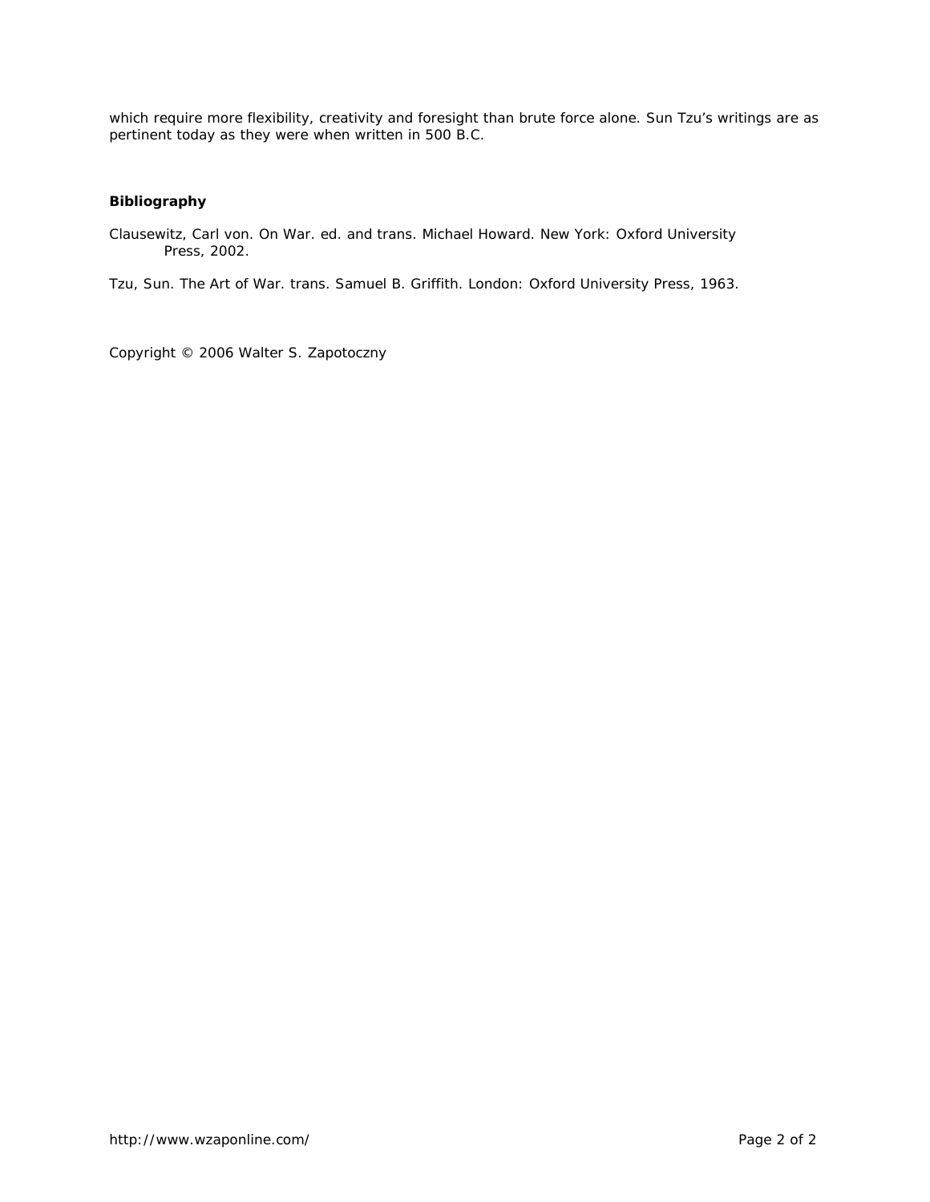which require more flexibility, creativity and foresight than brute force alone. Sun Tzu's writings are as pertinent today as they were when written in 500 B.C.

**Bibliography**

Clausewitz, Carl von. On War. ed. and trans. Michael Howard. New York: Oxford University Press, 2002.

Tzu, Sun. The Art of War. trans. Samuel B. Griffith. London: Oxford University Press, 1963.

Copyright © 2006 Walter S. Zapotoczny